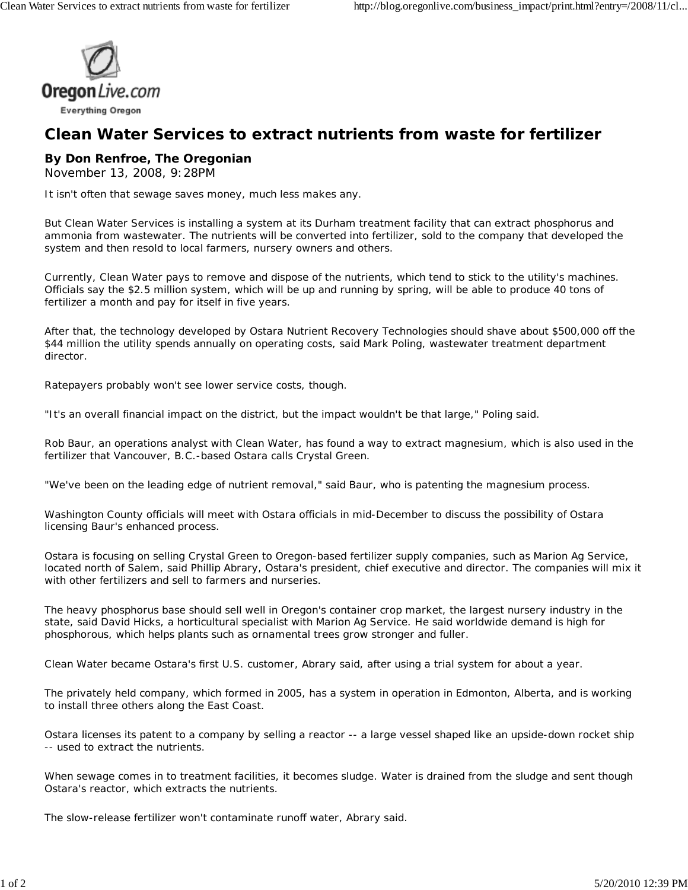# Clean Water Services to extract nutrients from waste for fertilizer

**By Don Renfroe, The Oregonian**
November 13, 2008, 9:28PM

It isn't often that sewage saves money, much less makes any.

But Clean Water Services is installing a system at its Durham treatment facility that can extract phosphorus and ammonia from wastewater. The nutrients will be converted into fertilizer, sold to the company that developed the system and then resold to local farmers, nursery owners and others.

Currently, Clean Water pays to remove and dispose of the nutrients, which tend to stick to the utility's machines. Officials say the $2.5 million system, which will be up and running by spring, will be able to produce 40 tons of fertilizer a month and pay for itself in five years.

After that, the technology developed by Ostara Nutrient Recovery Technologies should shave about $500,000 off the $44 million the utility spends annually on operating costs, said Mark Poling, wastewater treatment department director.

Ratepayers probably won't see lower service costs, though.

"It's an overall financial impact on the district, but the impact wouldn't be that large," Poling said.

Rob Baur, an operations analyst with Clean Water, has found a way to extract magnesium, which is also used in the fertilizer that Vancouver, B.C.-based Ostara calls Crystal Green.

"We've been on the leading edge of nutrient removal," said Baur, who is patenting the magnesium process.

Washington County officials will meet with Ostara officials in mid-December to discuss the possibility of Ostara licensing Baur's enhanced process.

Ostara is focusing on selling Crystal Green to Oregon-based fertilizer supply companies, such as Marion Ag Service, located north of Salem, said Phillip Abrary, Ostara's president, chief executive and director. The companies will mix it with other fertilizers and sell to farmers and nurseries.

The heavy phosphorus base should sell well in Oregon's container crop market, the largest nursery industry in the state, said David Hicks, a horticultural specialist with Marion Ag Service. He said worldwide demand is high for phosphorous, which helps plants such as ornamental trees grow stronger and fuller.

Clean Water became Ostara's first U.S. customer, Abrary said, after using a trial system for about a year.

The privately held company, which formed in 2005, has a system in operation in Edmonton, Alberta, and is working to install three others along the East Coast.

Ostara licenses its patent to a company by selling a reactor -- a large vessel shaped like an upside-down rocket ship -- used to extract the nutrients.

When sewage comes in to treatment facilities, it becomes sludge. Water is drained from the sludge and sent though Ostara's reactor, which extracts the nutrients.

The slow-release fertilizer won't contaminate runoff water, Abrary said.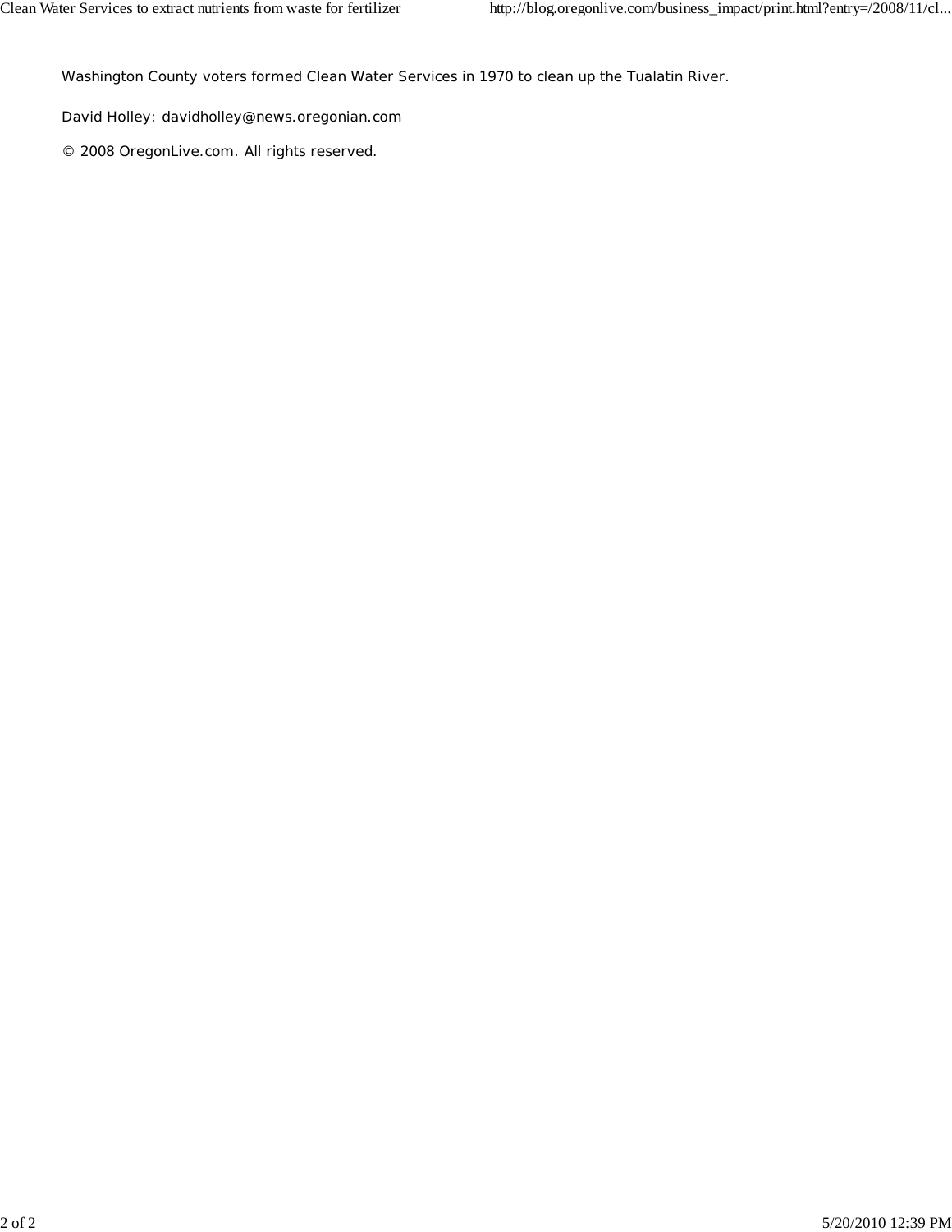Washington County voters formed Clean Water Services in 1970 to clean up the Tualatin River.

David Holley: davidholley@news.oregonian.com

© 2008 OregonLive.com. All rights reserved.